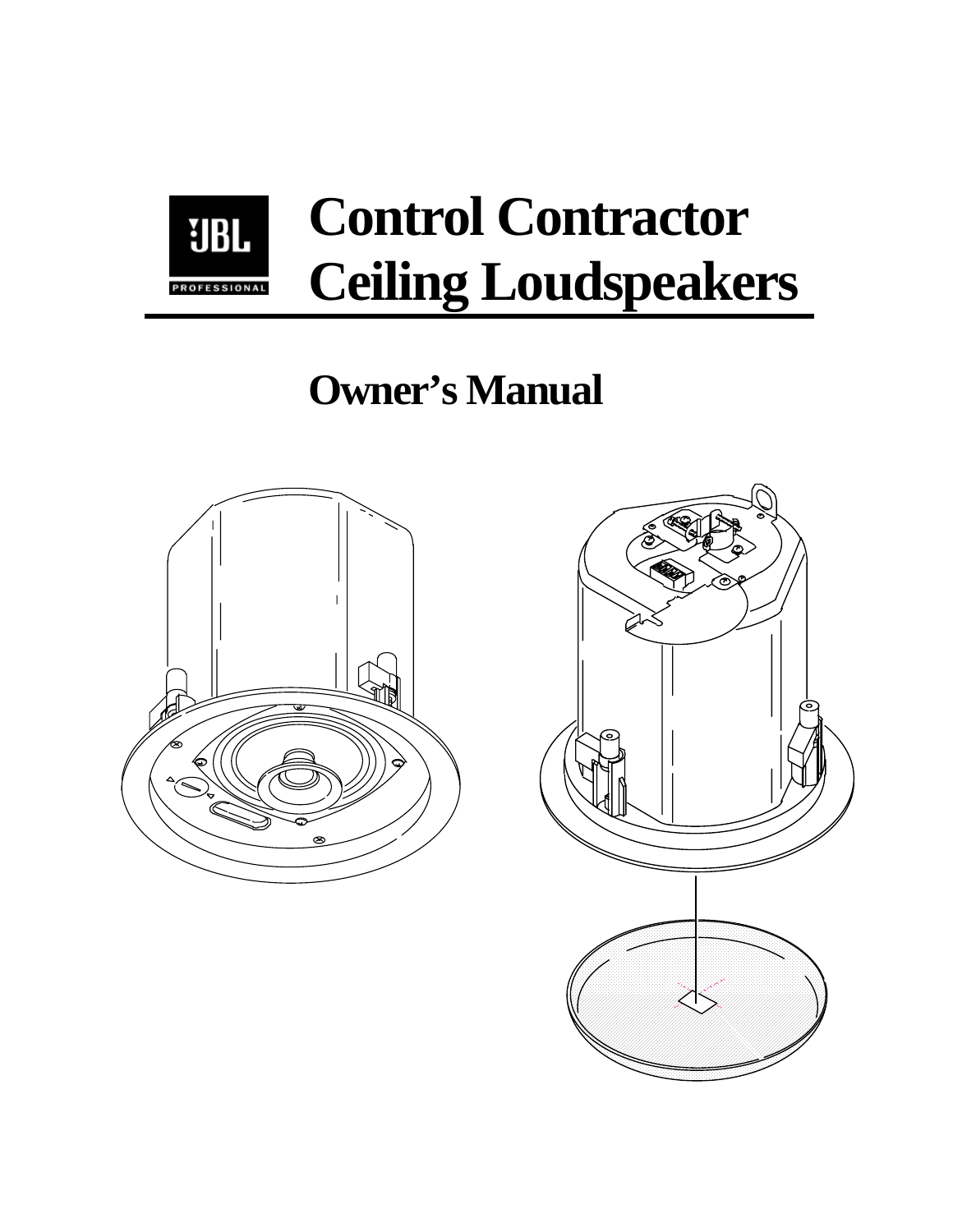# Control Contractor Ceiling Loudspeakers

## Owner's Manual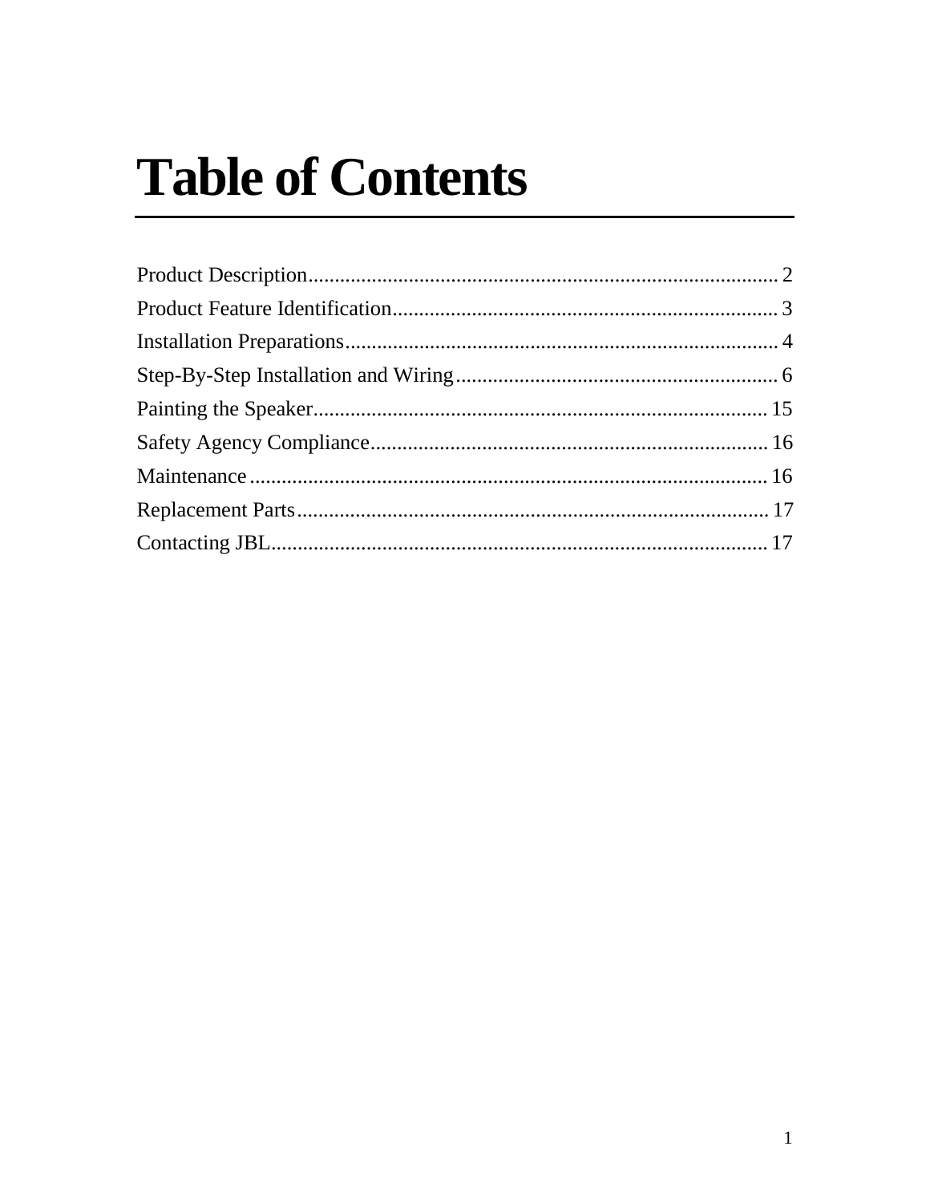# Table of Contents

Product Description........................................................................................ 2

Product Feature Identification......................................................................... 3

Installation Preparations................................................................................. 4

Step-By-Step Installation and Wiring............................................................. 6

Painting the Speaker...................................................................................... 15

Safety Agency Compliance........................................................................... 16

Maintenance.................................................................................................. 16

Replacement Parts......................................................................................... 17

Contacting JBL.............................................................................................. 17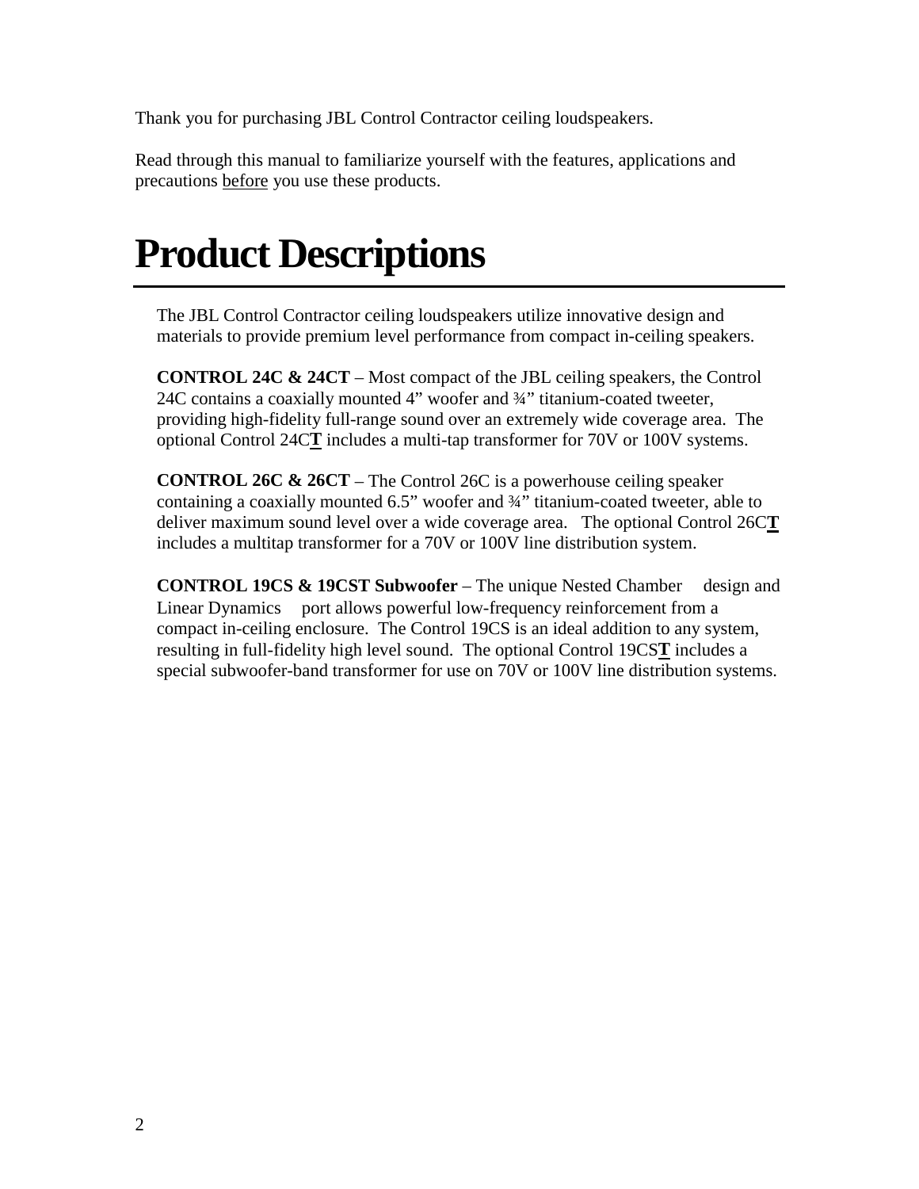Thank you for purchasing JBL Control Contractor ceiling loudspeakers.

Read through this manual to familiarize yourself with the features, applications and precautions before you use these products.

# Product Descriptions

The JBL Control Contractor ceiling loudspeakers utilize innovative design and materials to provide premium level performance from compact in-ceiling speakers.

**CONTROL 24C & 24CT** – Most compact of the JBL ceiling speakers, the Control 24C contains a coaxially mounted 4" woofer and ¾" titanium-coated tweeter, providing high-fidelity full-range sound over an extremely wide coverage area. The optional Control 24C**T** includes a multi-tap transformer for 70V or 100V systems.

**CONTROL 26C & 26CT** – The Control 26C is a powerhouse ceiling speaker containing a coaxially mounted 6.5" woofer and ¾" titanium-coated tweeter, able to deliver maximum sound level over a wide coverage area. The optional Control 26C**T** includes a multitap transformer for a 70V or 100V line distribution system.

**CONTROL 19CS & 19CST Subwoofer** – The unique Nested Chamber design and Linear Dynamics port allows powerful low-frequency reinforcement from a compact in-ceiling enclosure. The Control 19CS is an ideal addition to any system, resulting in full-fidelity high level sound. The optional Control 19CS**T** includes a special subwoofer-band transformer for use on 70V or 100V line distribution systems.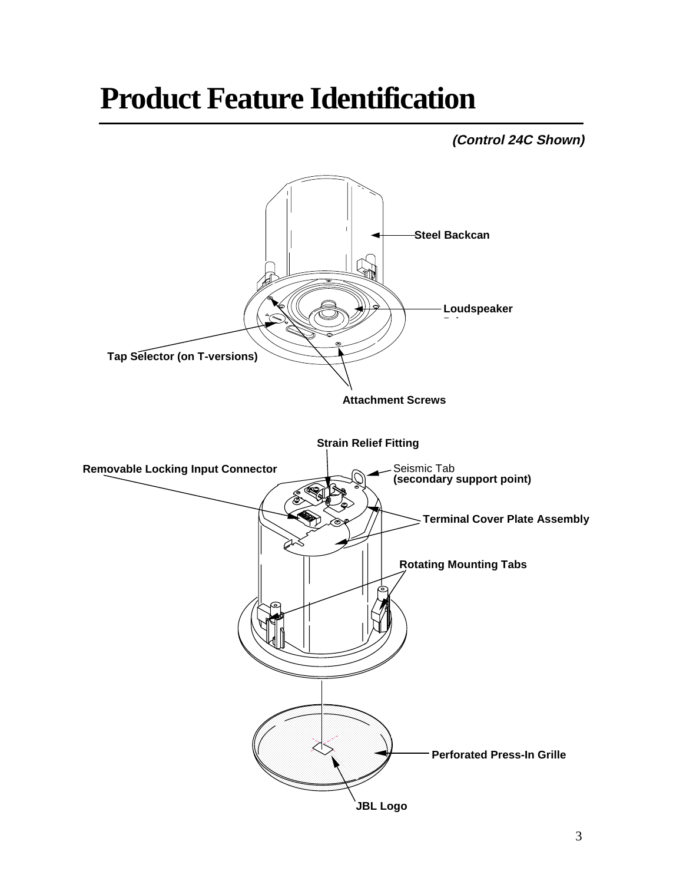# Product Feature Identification

***(Control 24C Shown)***

Steel Backcan

Loudspeaker

Tap Selector (on T-versions)

Attachment Screws

Strain Relief Fitting

Removable Locking Input Connector

Seismic Tab
**(secondary support point)**

Terminal Cover Plate Assembly

Rotating Mounting Tabs

Perforated Press-In Grille

JBL Logo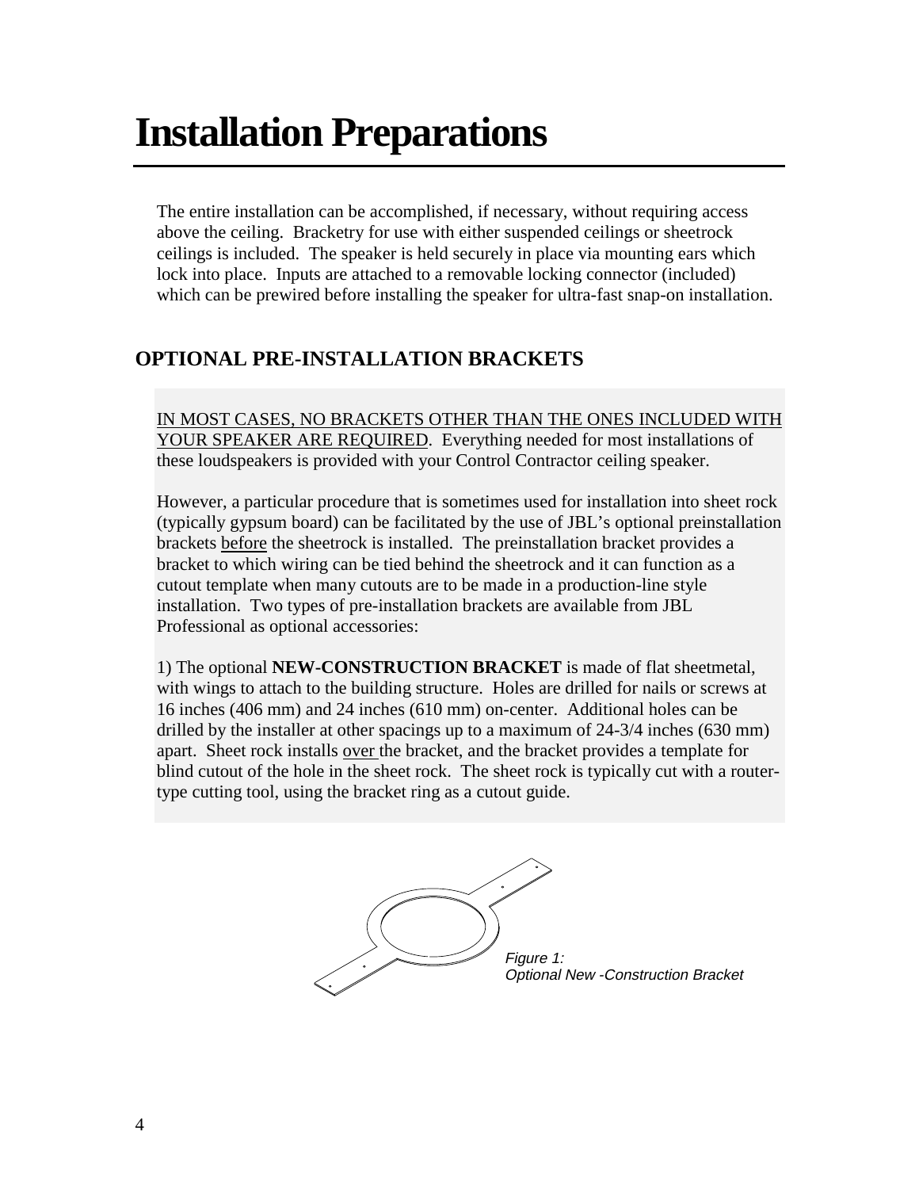# Installation Preparations

The entire installation can be accomplished, if necessary, without requiring access above the ceiling. Bracketry for use with either suspended ceilings or sheetrock ceilings is included. The speaker is held securely in place via mounting ears which lock into place. Inputs are attached to a removable locking connector (included) which can be prewired before installing the speaker for ultra-fast snap-on installation.

## OPTIONAL PRE-INSTALLATION BRACKETS

<u>IN MOST CASES, NO BRACKETS OTHER THAN THE ONES INCLUDED WITH YOUR SPEAKER ARE REQUIRED</u>. Everything needed for most installations of these loudspeakers is provided with your Control Contractor ceiling speaker.

However, a particular procedure that is sometimes used for installation into sheet rock (typically gypsum board) can be facilitated by the use of JBL's optional preinstallation brackets <u>before</u> the sheetrock is installed. The preinstallation bracket provides a bracket to which wiring can be tied behind the sheetrock and it can function as a cutout template when many cutouts are to be made in a production-line style installation. Two types of pre-installation brackets are available from JBL Professional as optional accessories:

1) The optional **NEW-CONSTRUCTION BRACKET** is made of flat sheetmetal, with wings to attach to the building structure. Holes are drilled for nails or screws at 16 inches (406 mm) and 24 inches (610 mm) on-center. Additional holes can be drilled by the installer at other spacings up to a maximum of 24-3/4 inches (630 mm) apart. Sheet rock installs <u>over</u> the bracket, and the bracket provides a template for blind cutout of the hole in the sheet rock. The sheet rock is typically cut with a router-type cutting tool, using the bracket ring as a cutout guide.

*Figure 1:*
*Optional New -Construction Bracket*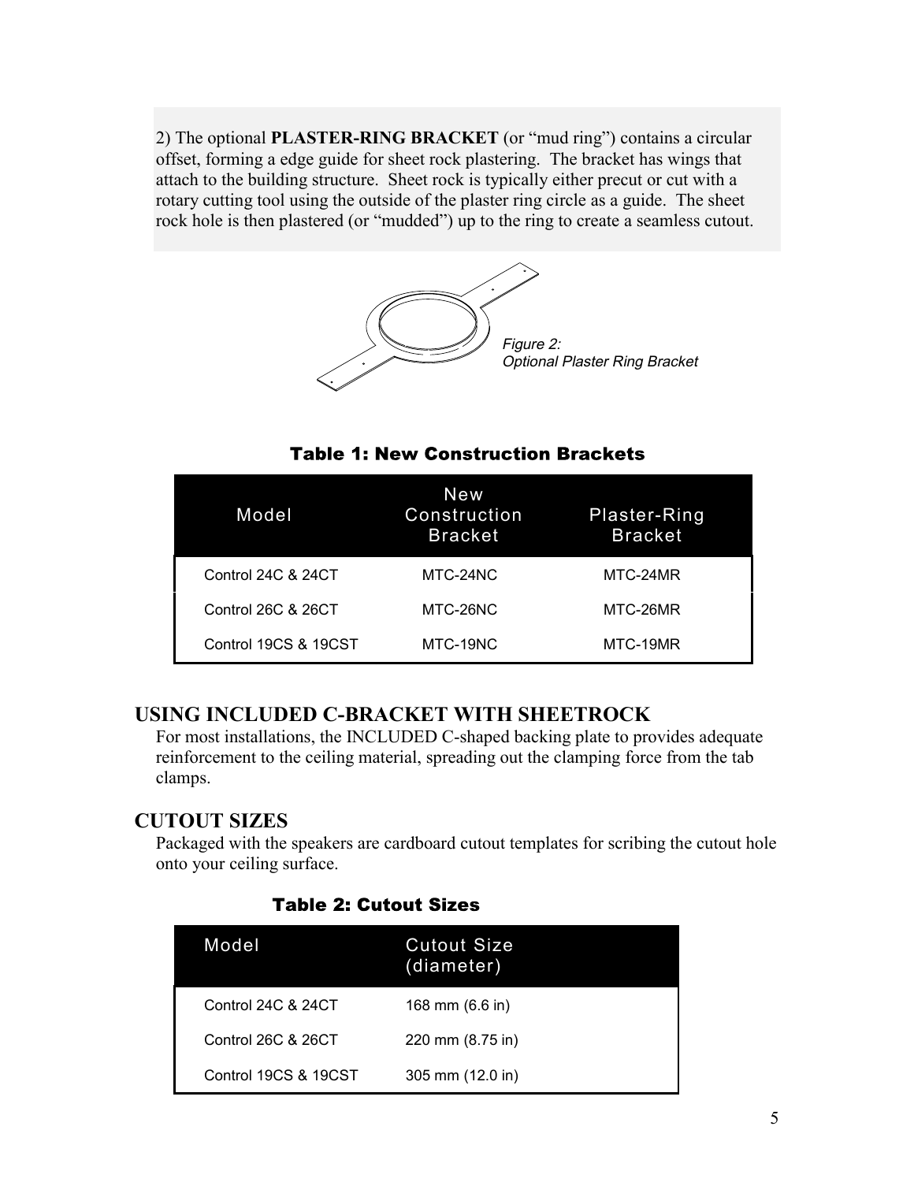2) The optional **PLASTER-RING BRACKET** (or "mud ring") contains a circular offset, forming a edge guide for sheet rock plastering. The bracket has wings that attach to the building structure. Sheet rock is typically either precut or cut with a rotary cutting tool using the outside of the plaster ring circle as a guide. The sheet rock hole is then plastered (or "mudded") up to the ring to create a seamless cutout.

*Figure 2: Optional Plaster Ring Bracket*

**Table 1: New Construction Brackets**

| Model | New Construction Bracket | Plaster-Ring Bracket |
|---|---|---|
| Control 24C & 24CT | MTC-24NC | MTC-24MR |
| Control 26C & 26CT | MTC-26NC | MTC-26MR |
| Control 19CS & 19CST | MTC-19NC | MTC-19MR |

## USING INCLUDED C-BRACKET WITH SHEETROCK

For most installations, the INCLUDED C-shaped backing plate to provides adequate reinforcement to the ceiling material, spreading out the clamping force from the tab clamps.

## CUTOUT SIZES

Packaged with the speakers are cardboard cutout templates for scribing the cutout hole onto your ceiling surface.

**Table 2: Cutout Sizes**

| Model | Cutout Size (diameter) |
|---|---|
| Control 24C & 24CT | 168 mm (6.6 in) |
| Control 26C & 26CT | 220 mm (8.75 in) |
| Control 19CS & 19CST | 305 mm (12.0 in) |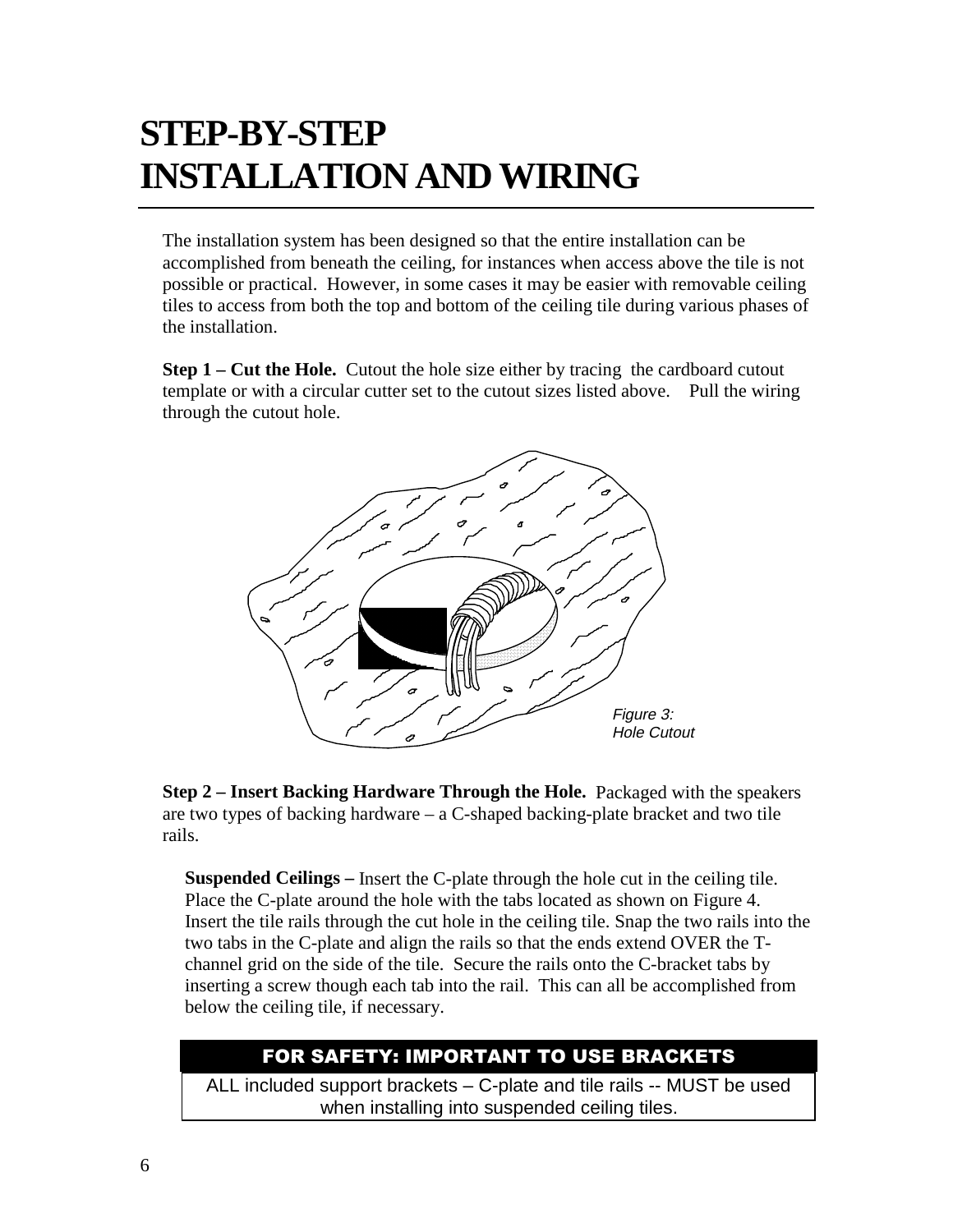# STEP-BY-STEP INSTALLATION AND WIRING

The installation system has been designed so that the entire installation can be accomplished from beneath the ceiling, for instances when access above the tile is not possible or practical. However, in some cases it may be easier with removable ceiling tiles to access from both the top and bottom of the ceiling tile during various phases of the installation.

**Step 1 – Cut the Hole.** Cutout the hole size either by tracing the cardboard cutout template or with a circular cutter set to the cutout sizes listed above. Pull the wiring through the cutout hole.

*Figure 3: Hole Cutout*

**Step 2 – Insert Backing Hardware Through the Hole.** Packaged with the speakers are two types of backing hardware – a C-shaped backing-plate bracket and two tile rails.

**Suspended Ceilings –** Insert the C-plate through the hole cut in the ceiling tile. Place the C-plate around the hole with the tabs located as shown on Figure 4. Insert the tile rails through the cut hole in the ceiling tile. Snap the two rails into the two tabs in the C-plate and align the rails so that the ends extend OVER the T-channel grid on the side of the tile. Secure the rails onto the C-bracket tabs by inserting a screw though each tab into the rail. This can all be accomplished from below the ceiling tile, if necessary.

| FOR SAFETY: IMPORTANT TO USE BRACKETS |
|---|
| ALL included support brackets – C-plate and tile rails -- MUST be used when installing into suspended ceiling tiles. |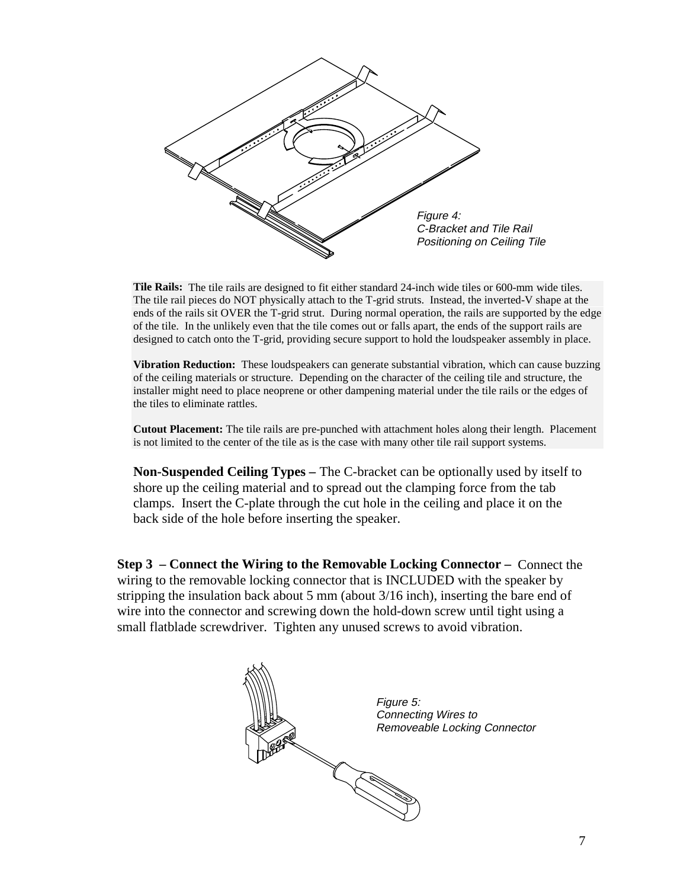*Figure 4:*
*C-Bracket and Tile Rail Positioning on Ceiling Tile*

**Tile Rails:** The tile rails are designed to fit either standard 24-inch wide tiles or 600-mm wide tiles. The tile rail pieces do NOT physically attach to the T-grid struts. Instead, the inverted-V shape at the ends of the rails sit OVER the T-grid strut. During normal operation, the rails are supported by the edge of the tile. In the unlikely even that the tile comes out or falls apart, the ends of the support rails are designed to catch onto the T-grid, providing secure support to hold the loudspeaker assembly in place.

**Vibration Reduction:** These loudspeakers can generate substantial vibration, which can cause buzzing of the ceiling materials or structure. Depending on the character of the ceiling tile and structure, the installer might need to place neoprene or other dampening material under the tile rails or the edges of the tiles to eliminate rattles.

**Cutout Placement:** The tile rails are pre-punched with attachment holes along their length. Placement is not limited to the center of the tile as is the case with many other tile rail support systems.

**Non-Suspended Ceiling Types –** The C-bracket can be optionally used by itself to shore up the ceiling material and to spread out the clamping force from the tab clamps. Insert the C-plate through the cut hole in the ceiling and place it on the back side of the hole before inserting the speaker.

**Step 3 – Connect the Wiring to the Removable Locking Connector –** Connect the wiring to the removable locking connector that is INCLUDED with the speaker by stripping the insulation back about 5 mm (about 3/16 inch), inserting the bare end of wire into the connector and screwing down the hold-down screw until tight using a small flatblade screwdriver. Tighten any unused screws to avoid vibration.

*Figure 5:*
*Connecting Wires to Removeable Locking Connector*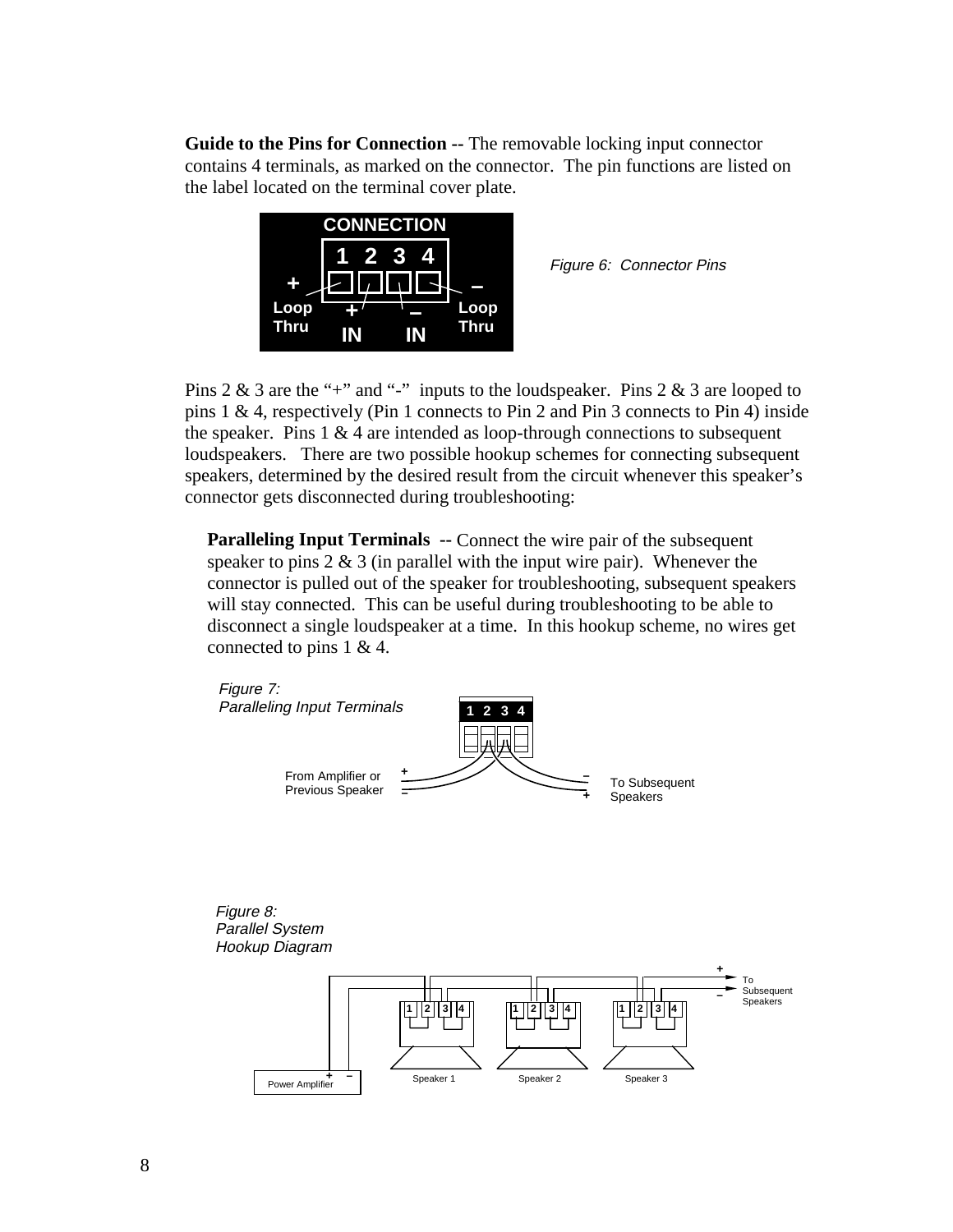**Guide to the Pins for Connection --** The removable locking input connector contains 4 terminals, as marked on the connector. The pin functions are listed on the label located on the terminal cover plate.

*Figure 6: Connector Pins*

Pins 2 & 3 are the "+" and "-" inputs to the loudspeaker. Pins 2 & 3 are looped to pins 1 & 4, respectively (Pin 1 connects to Pin 2 and Pin 3 connects to Pin 4) inside the speaker. Pins 1 & 4 are intended as loop-through connections to subsequent loudspeakers. There are two possible hookup schemes for connecting subsequent speakers, determined by the desired result from the circuit whenever this speaker's connector gets disconnected during troubleshooting:

**Paralleling Input Terminals --** Connect the wire pair of the subsequent speaker to pins 2 & 3 (in parallel with the input wire pair). Whenever the connector is pulled out of the speaker for troubleshooting, subsequent speakers will stay connected. This can be useful during troubleshooting to be able to disconnect a single loudspeaker at a time. In this hookup scheme, no wires get connected to pins 1 & 4.

*Figure 7: Paralleling Input Terminals*

*Figure 8: Parallel System Hookup Diagram*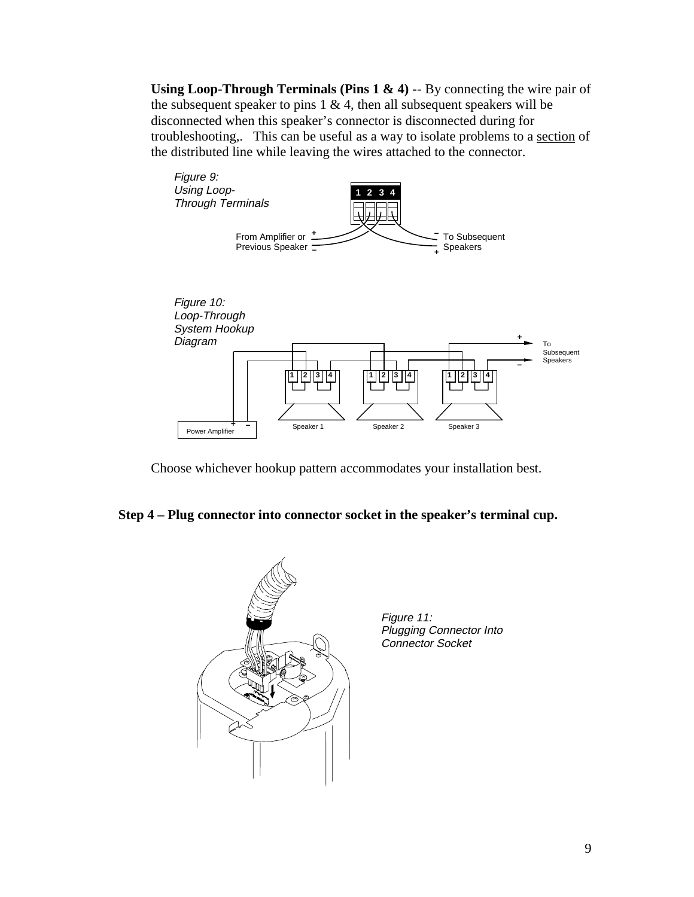**Using Loop-Through Terminals (Pins 1 & 4)** -- By connecting the wire pair of the subsequent speaker to pins 1 & 4, then all subsequent speakers will be disconnected when this speaker's connector is disconnected during for troubleshooting,. This can be useful as a way to isolate problems to a section of the distributed line while leaving the wires attached to the connector.

*Figure 9: Using Loop-Through Terminals*

*Figure 10: Loop-Through System Hookup Diagram*

Choose whichever hookup pattern accommodates your installation best.

## Step 4 – Plug connector into connector socket in the speaker's terminal cup.

*Figure 11: Plugging Connector Into Connector Socket*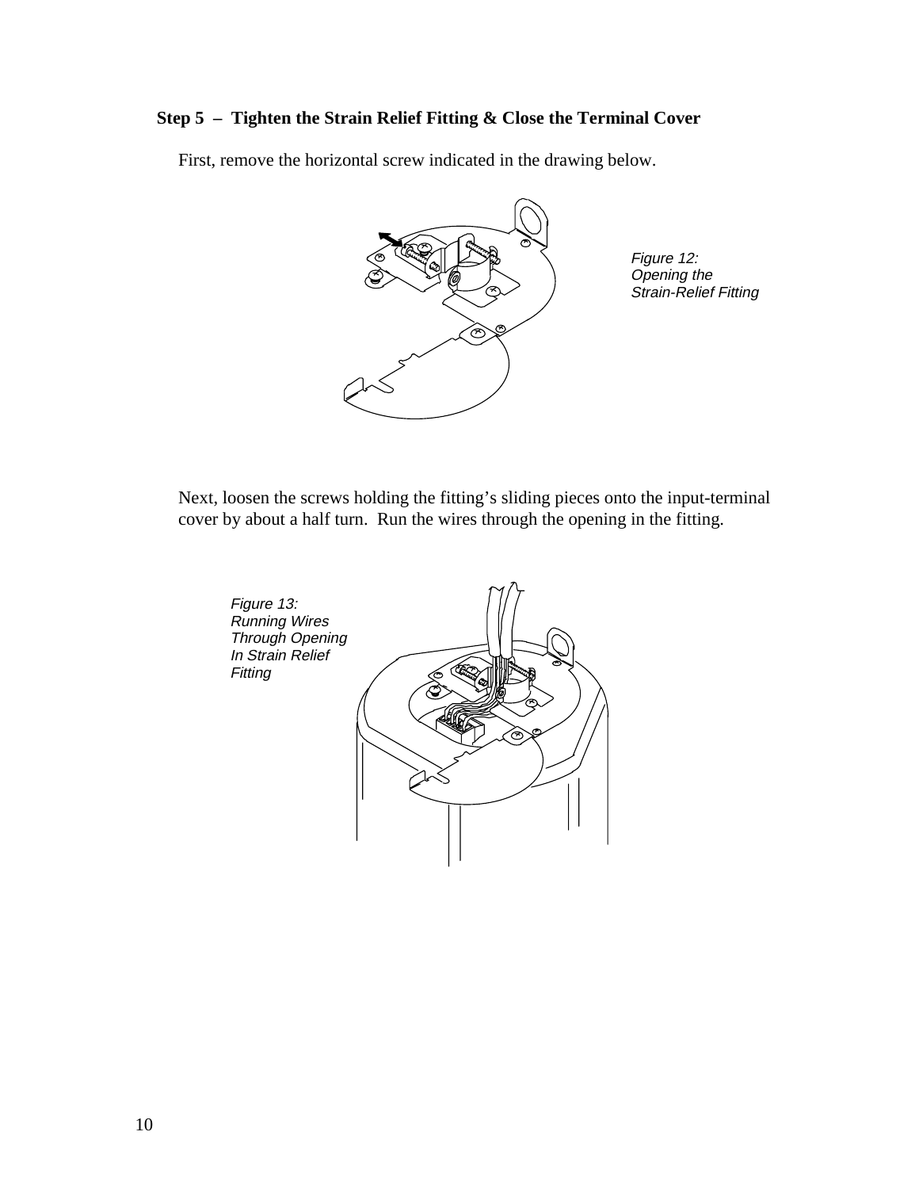**Step 5 – Tighten the Strain Relief Fitting & Close the Terminal Cover**

First, remove the horizontal screw indicated in the drawing below.

*Figure 12: Opening the Strain-Relief Fitting*

Next, loosen the screws holding the fitting's sliding pieces onto the input-terminal cover by about a half turn. Run the wires through the opening in the fitting.

*Figure 13: Running Wires Through Opening In Strain Relief Fitting*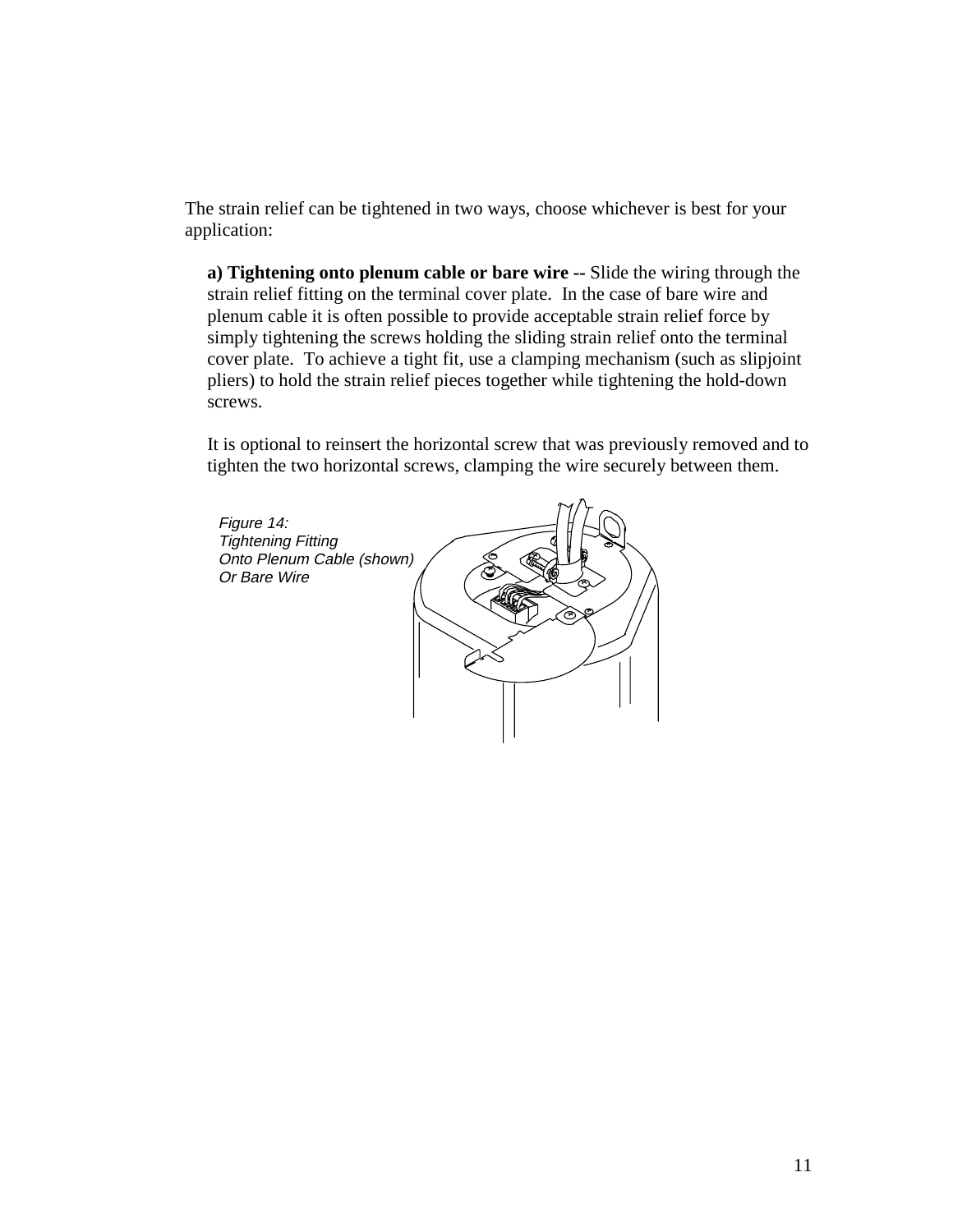The strain relief can be tightened in two ways, choose whichever is best for your application:

**a) Tightening onto plenum cable or bare wire --** Slide the wiring through the strain relief fitting on the terminal cover plate. In the case of bare wire and plenum cable it is often possible to provide acceptable strain relief force by simply tightening the screws holding the sliding strain relief onto the terminal cover plate. To achieve a tight fit, use a clamping mechanism (such as slipjoint pliers) to hold the strain relief pieces together while tightening the hold-down screws.

It is optional to reinsert the horizontal screw that was previously removed and to tighten the two horizontal screws, clamping the wire securely between them.

*Figure 14: Tightening Fitting Onto Plenum Cable (shown) Or Bare Wire*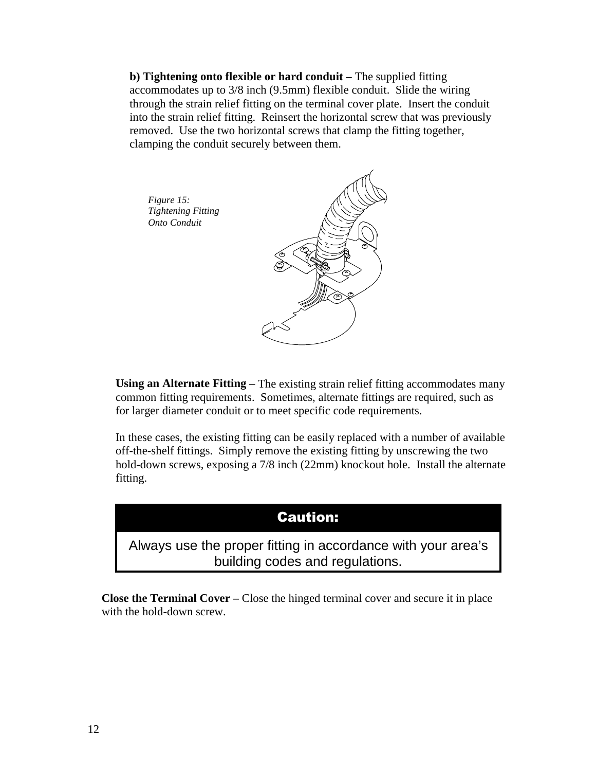**b) Tightening onto flexible or hard conduit –** The supplied fitting accommodates up to 3/8 inch (9.5mm) flexible conduit. Slide the wiring through the strain relief fitting on the terminal cover plate. Insert the conduit into the strain relief fitting. Reinsert the horizontal screw that was previously removed. Use the two horizontal screws that clamp the fitting together, clamping the conduit securely between them.

*Figure 15: Tightening Fitting Onto Conduit*

**Using an Alternate Fitting –** The existing strain relief fitting accommodates many common fitting requirements. Sometimes, alternate fittings are required, such as for larger diameter conduit or to meet specific code requirements.

In these cases, the existing fitting can be easily replaced with a number of available off-the-shelf fittings. Simply remove the existing fitting by unscrewing the two hold-down screws, exposing a 7/8 inch (22mm) knockout hole. Install the alternate fitting.

| Caution: |
| --- |
| Always use the proper fitting in accordance with your area's building codes and regulations. |

**Close the Terminal Cover –** Close the hinged terminal cover and secure it in place with the hold-down screw.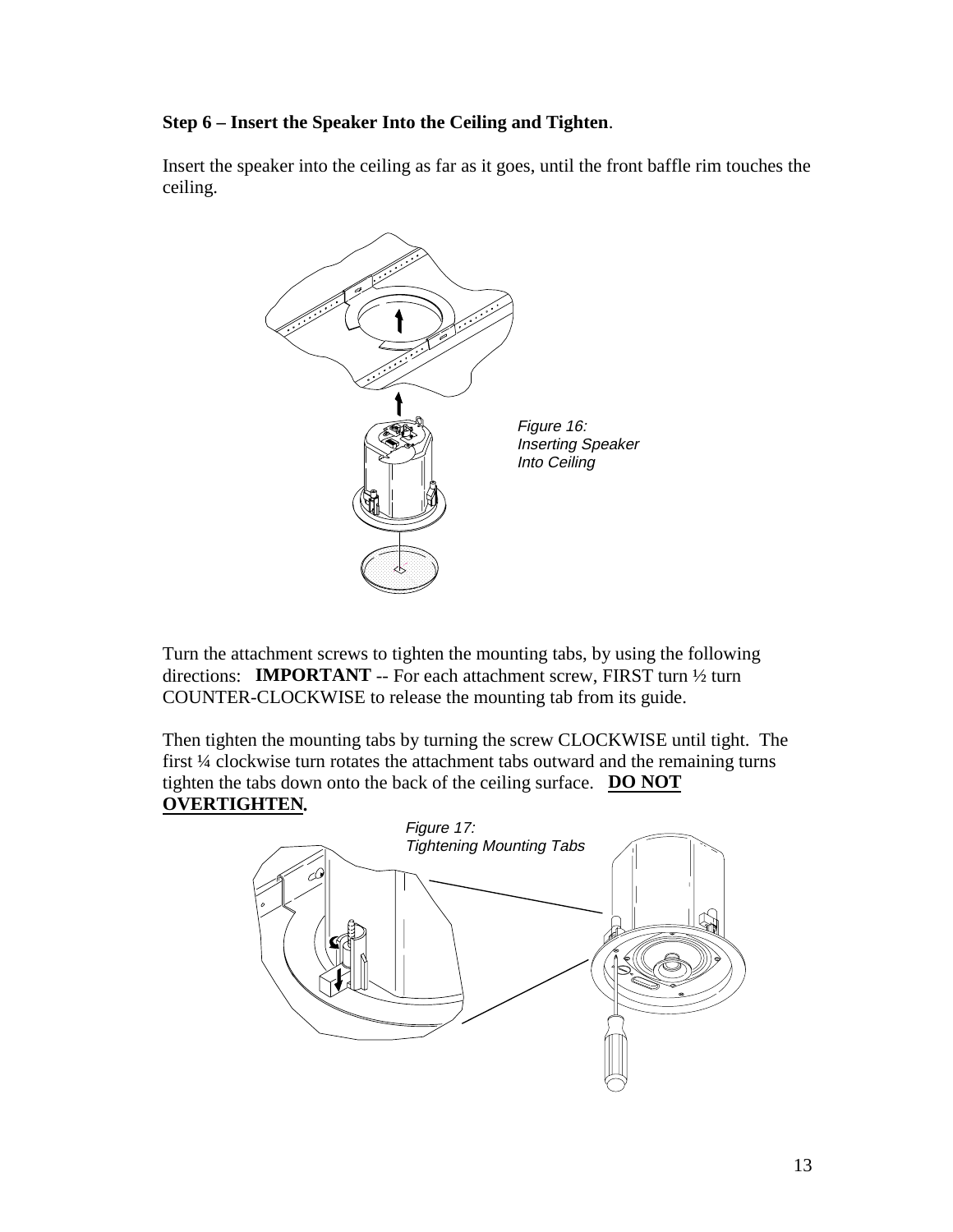**Step 6 – Insert the Speaker Into the Ceiling and Tighten**.

Insert the speaker into the ceiling as far as it goes, until the front baffle rim touches the ceiling.

*Figure 16: Inserting Speaker Into Ceiling*

Turn the attachment screws to tighten the mounting tabs, by using the following directions: **IMPORTANT** -- For each attachment screw, FIRST turn ½ turn COUNTER-CLOCKWISE to release the mounting tab from its guide.

Then tighten the mounting tabs by turning the screw CLOCKWISE until tight. The first ¼ clockwise turn rotates the attachment tabs outward and the remaining turns tighten the tabs down onto the back of the ceiling surface. **DO NOT OVERTIGHTEN.**

*Figure 17: Tightening Mounting Tabs*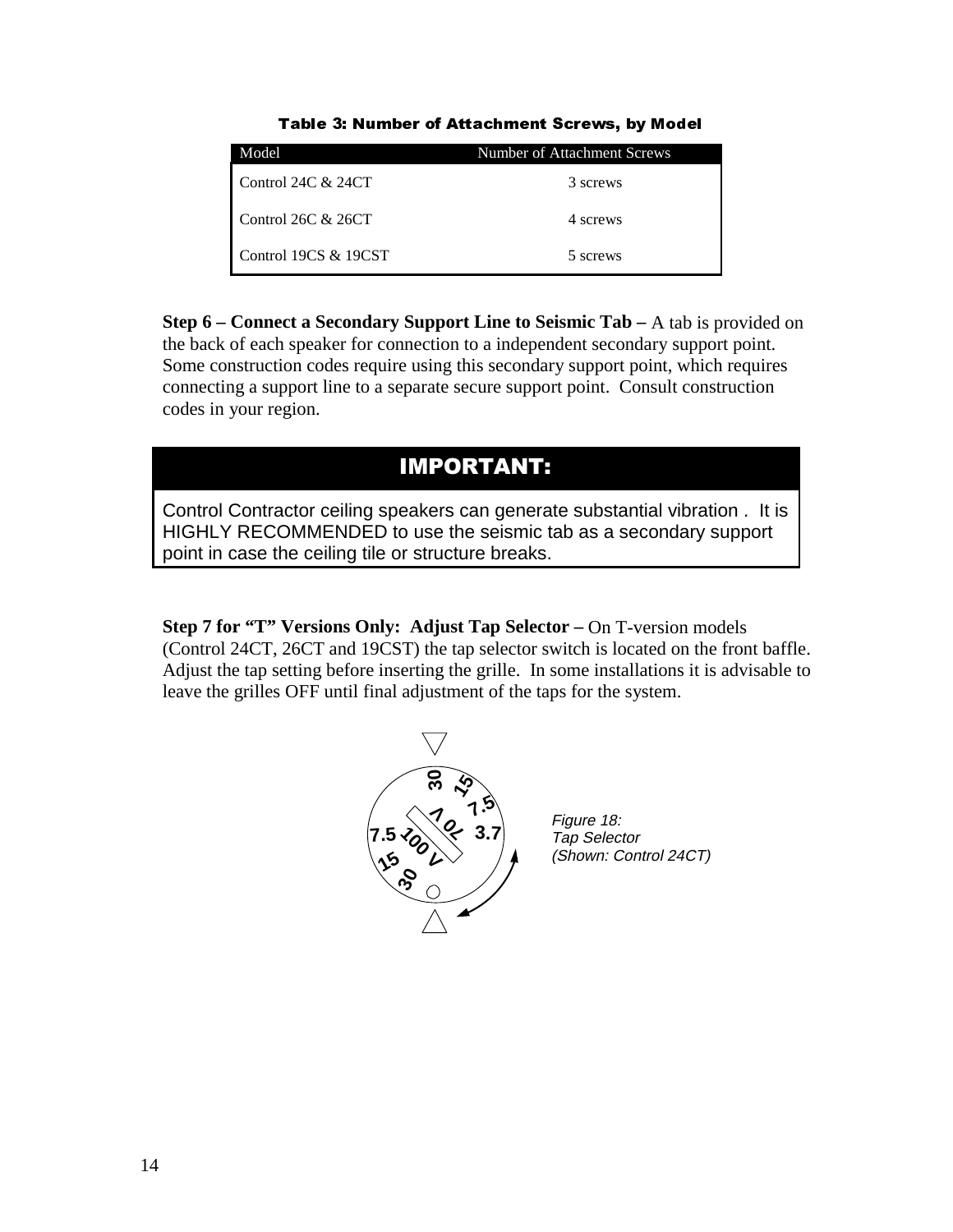**Table 3: Number of Attachment Screws, by Model**

| Model | Number of Attachment Screws |
|---|---|
| Control 24C & 24CT | 3 screws |
| Control 26C & 26CT | 4 screws |
| Control 19CS & 19CST | 5 screws |

**Step 6 – Connect a Secondary Support Line to Seismic Tab –** A tab is provided on the back of each speaker for connection to a independent secondary support point. Some construction codes require using this secondary support point, which requires connecting a support line to a separate secure support point. Consult construction codes in your region.

## IMPORTANT:

Control Contractor ceiling speakers can generate substantial vibration . It is HIGHLY RECOMMENDED to use the seismic tab as a secondary support point in case the ceiling tile or structure breaks.

**Step 7 for "T" Versions Only: Adjust Tap Selector –** On T-version models (Control 24CT, 26CT and 19CST) the tap selector switch is located on the front baffle. Adjust the tap setting before inserting the grille. In some installations it is advisable to leave the grilles OFF until final adjustment of the taps for the system.

*Figure 18: Tap Selector (Shown: Control 24CT)*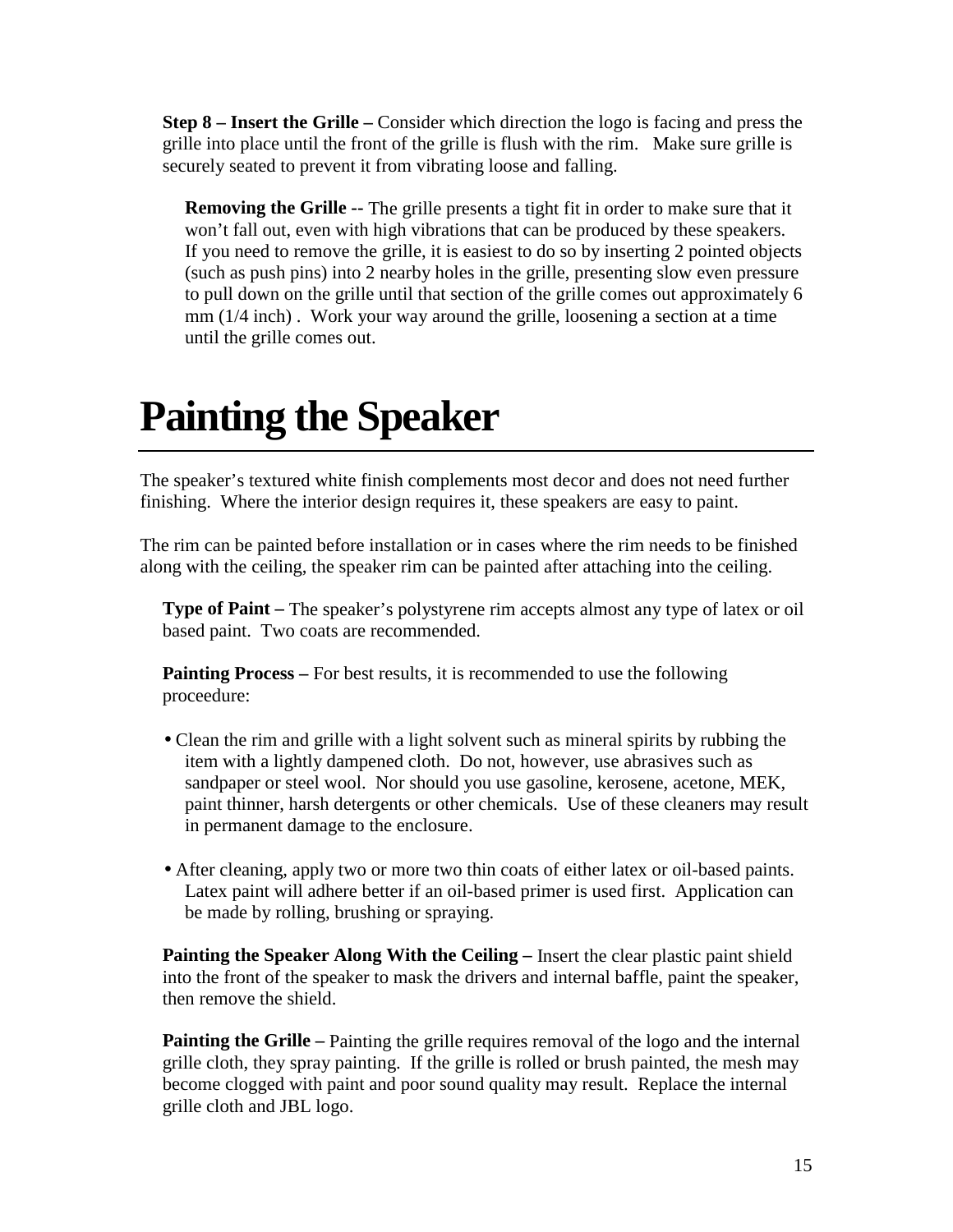**Step 8 – Insert the Grille –** Consider which direction the logo is facing and press the grille into place until the front of the grille is flush with the rim. Make sure grille is securely seated to prevent it from vibrating loose and falling.

**Removing the Grille --** The grille presents a tight fit in order to make sure that it won't fall out, even with high vibrations that can be produced by these speakers. If you need to remove the grille, it is easiest to do so by inserting 2 pointed objects (such as push pins) into 2 nearby holes in the grille, presenting slow even pressure to pull down on the grille until that section of the grille comes out approximately 6 mm (1/4 inch) . Work your way around the grille, loosening a section at a time until the grille comes out.

# Painting the Speaker

The speaker's textured white finish complements most decor and does not need further finishing. Where the interior design requires it, these speakers are easy to paint.

The rim can be painted before installation or in cases where the rim needs to be finished along with the ceiling, the speaker rim can be painted after attaching into the ceiling.

**Type of Paint –** The speaker's polystyrene rim accepts almost any type of latex or oil based paint. Two coats are recommended.

**Painting Process –** For best results, it is recommended to use the following proceedure:

- Clean the rim and grille with a light solvent such as mineral spirits by rubbing the item with a lightly dampened cloth. Do not, however, use abrasives such as sandpaper or steel wool. Nor should you use gasoline, kerosene, acetone, MEK, paint thinner, harsh detergents or other chemicals. Use of these cleaners may result in permanent damage to the enclosure.

- After cleaning, apply two or more two thin coats of either latex or oil-based paints. Latex paint will adhere better if an oil-based primer is used first. Application can be made by rolling, brushing or spraying.

**Painting the Speaker Along With the Ceiling –** Insert the clear plastic paint shield into the front of the speaker to mask the drivers and internal baffle, paint the speaker, then remove the shield.

**Painting the Grille –** Painting the grille requires removal of the logo and the internal grille cloth, they spray painting. If the grille is rolled or brush painted, the mesh may become clogged with paint and poor sound quality may result. Replace the internal grille cloth and JBL logo.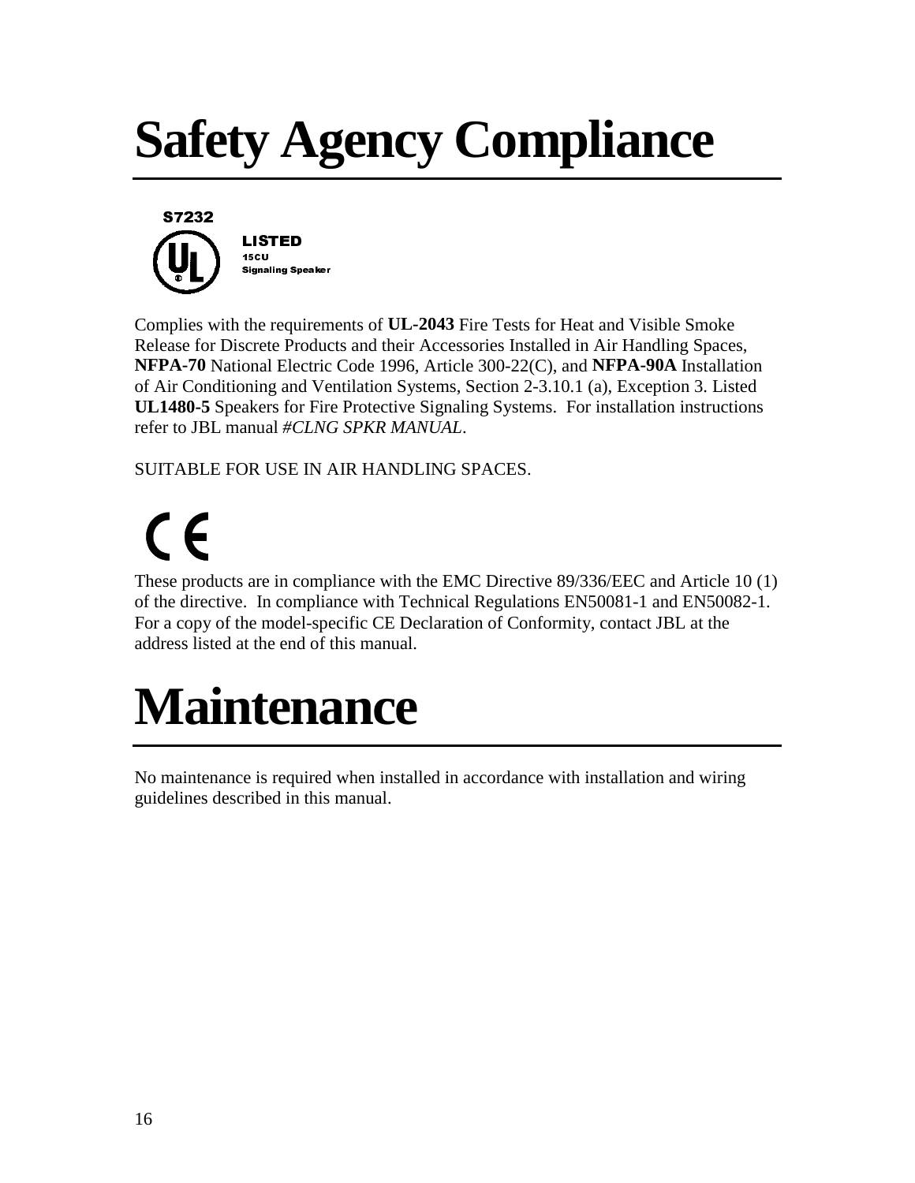# Safety Agency Compliance

S7232

LISTED
15CU
Signaling Speaker

Complies with the requirements of **UL-2043** Fire Tests for Heat and Visible Smoke Release for Discrete Products and their Accessories Installed in Air Handling Spaces, **NFPA-70** National Electric Code 1996, Article 300-22(C), and **NFPA-90A** Installation of Air Conditioning and Ventilation Systems, Section 2-3.10.1 (a), Exception 3. Listed **UL1480-5** Speakers for Fire Protective Signaling Systems. For installation instructions refer to JBL manual *#CLNG SPKR MANUAL*.

SUITABLE FOR USE IN AIR HANDLING SPACES.

CE

These products are in compliance with the EMC Directive 89/336/EEC and Article 10 (1) of the directive. In compliance with Technical Regulations EN50081-1 and EN50082-1. For a copy of the model-specific CE Declaration of Conformity, contact JBL at the address listed at the end of this manual.

# Maintenance

No maintenance is required when installed in accordance with installation and wiring guidelines described in this manual.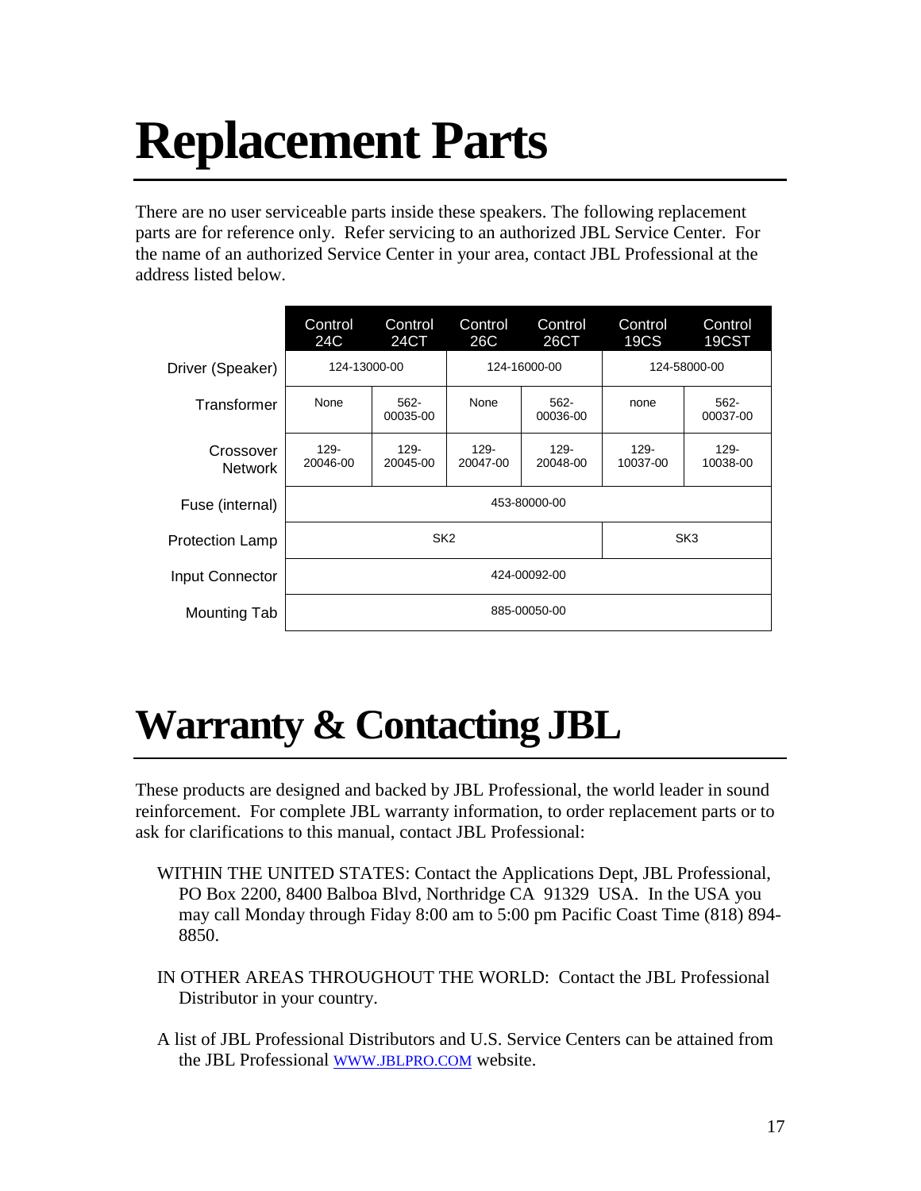# Replacement Parts

There are no user serviceable parts inside these speakers. The following replacement parts are for reference only. Refer servicing to an authorized JBL Service Center. For the name of an authorized Service Center in your area, contact JBL Professional at the address listed below.

| | Control 24C | Control 24CT | Control 26C | Control 26CT | Control 19CS | Control 19CST |
|---|---|---|---|---|---|---|
| Driver (Speaker) | 124-13000-00 | | 124-16000-00 | | 124-58000-00 | |
| Transformer | None | 562-00035-00 | None | 562-00036-00 | none | 562-00037-00 |
| Crossover Network | 129-20046-00 | 129-20045-00 | 129-20047-00 | 129-20048-00 | 129-10037-00 | 129-10038-00 |
| Fuse (internal) | 453-80000-00 | | | | | |
| Protection Lamp | SK2 | | | | SK3 | |
| Input Connector | 424-00092-00 | | | | | |
| Mounting Tab | 885-00050-00 | | | | | |

# Warranty & Contacting JBL

These products are designed and backed by JBL Professional, the world leader in sound reinforcement. For complete JBL warranty information, to order replacement parts or to ask for clarifications to this manual, contact JBL Professional:

WITHIN THE UNITED STATES: Contact the Applications Dept, JBL Professional, PO Box 2200, 8400 Balboa Blvd, Northridge CA 91329 USA. In the USA you may call Monday through Fiday 8:00 am to 5:00 pm Pacific Coast Time (818) 894-8850.

IN OTHER AREAS THROUGHOUT THE WORLD: Contact the JBL Professional Distributor in your country.

A list of JBL Professional Distributors and U.S. Service Centers can be attained from the JBL Professional WWW.JBLPRO.COM website.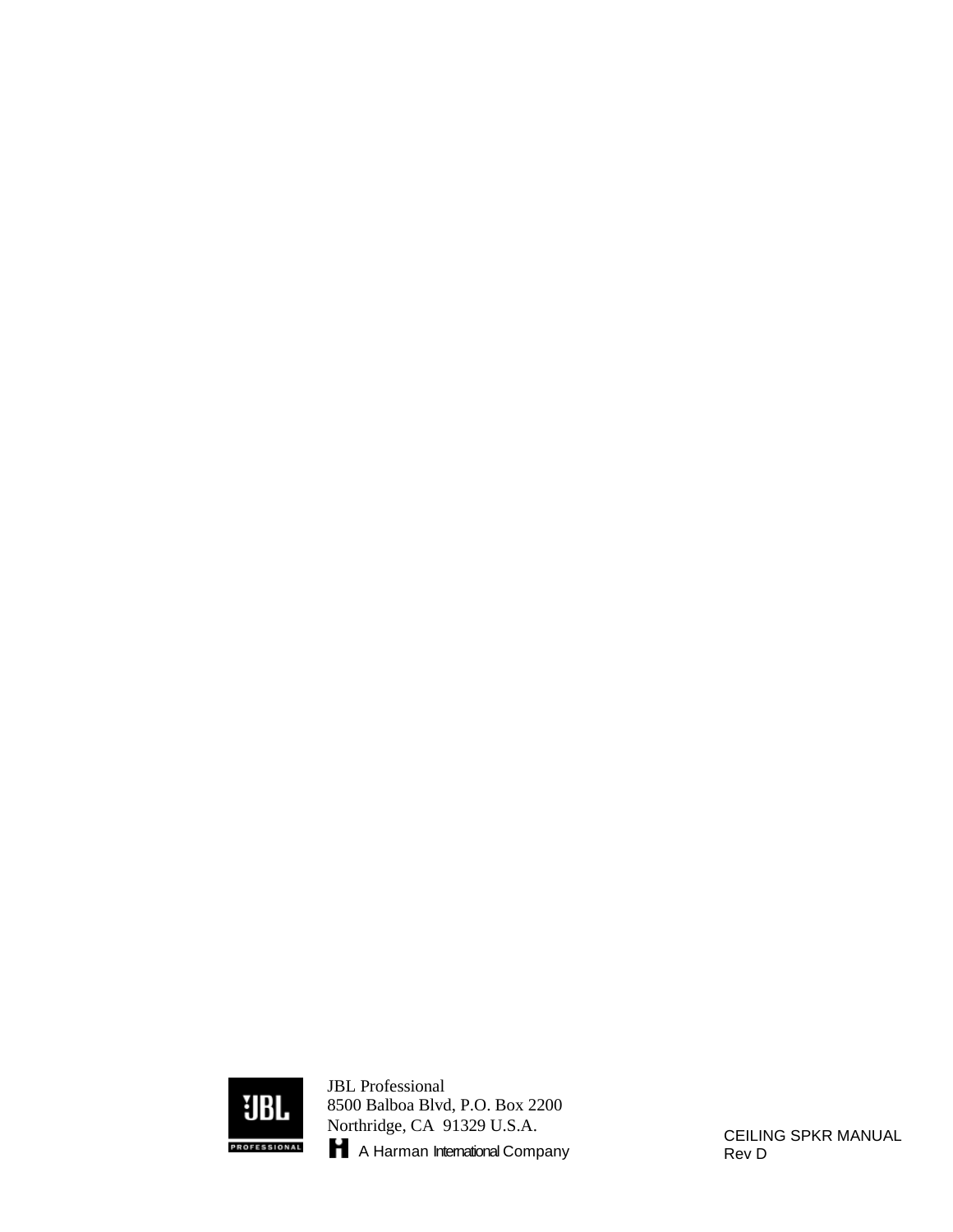JBL Professional
8500 Balboa Blvd, P.O. Box 2200
Northridge, CA 91329 U.S.A.
A Harman International Company

CEILING SPKR MANUAL
Rev D